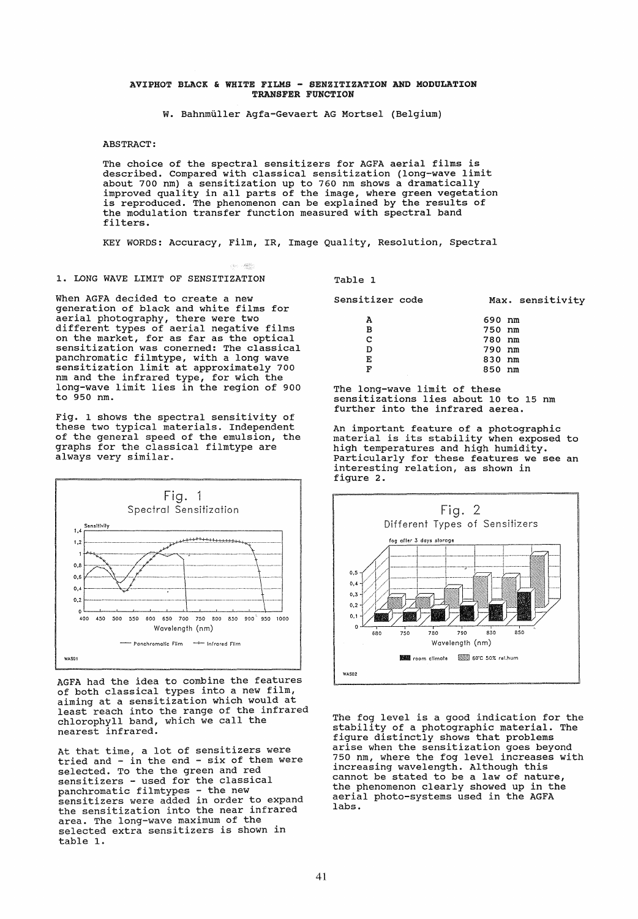**AVIPHOT BLACK & WHITE FILMS - SENZITIZATION AND MODULATION TRANSFER FUNCTION**

W. Bahnmüller Agfa-Gevaert AG Mortsel (Belgium)

ABSTRACT:

The choice of the spectral sensitizers for AGFA aerial films is described. Compared with classical sensitization (long-wave limit about 700 nm) a sensitization up to 760 nm shows a dramatically improved quality in all parts of the image, where green vegetation is reproduced. The phenomenon can be explained by the results of the modulation transfer function measured with spectral band filters.

KEY WORDS: Accuracy, Film, IR, Image Quality, Resolution, Spectral

## 1. LONG WAVE LIMIT OF SENSITIZATION

When AGFA decided to create a new generation of black and white films for aerial photography, there were two different types of aerial negative films on the market, for as far as the optical sensitization was conerned: The classical panchromatic filmtype, with a long wave sensitization limit at approximately 700 nm and the infrared type, for wich the long-wave limit lies in the region of 900 to 950 nm.

Fig. 1 shows the spectral sensitivity of these two typical materials. Independent of the general speed of the emulsion, the graphs for the classical filmtype are always very similar.

Fig. 1
Spectral Sensitization

AGFA had the idea to combine the features of both classical types into a new film, aiming at a sensitization which would at least reach into the range of the infrared chlorophyll band, which we call the nearest infrared.

At that time, a lot of sensitizers were tried and - in the end - six of them were selected. To the the green and red sensitizers - used for the classical panchromatic filmtypes - the new sensitizers were added in order to expand the sensitization into the near infrared area. The long-wave maximum of the selected extra sensitizers is shown in table 1.

Table 1

| Sensitizer code | Max. sensitivity |
|---|---|
| A | 690 nm |
| B | 750 nm |
| C | 780 nm |
| D | 790 nm |
| E | 830 nm |
| F | 850 nm |

The long-wave limit of these sensitizations lies about 10 to 15 nm further into the infrared aerea.

An important feature of a photographic material is its stability when exposed to high temperatures and high humidity. Particularly for these features we see an interesting relation, as shown in figure 2.

Fig. 2
Different Types of Sensitizers

The fog level is a good indication for the stability of a photographic material. The figure distinctly shows that problems arise when the sensitization goes beyond 750 nm, where the fog level increases with increasing wavelength. Although this cannot be stated to be a law of nature, the phenomenon clearly showed up in the aerial photo-systems used in the AGFA labs.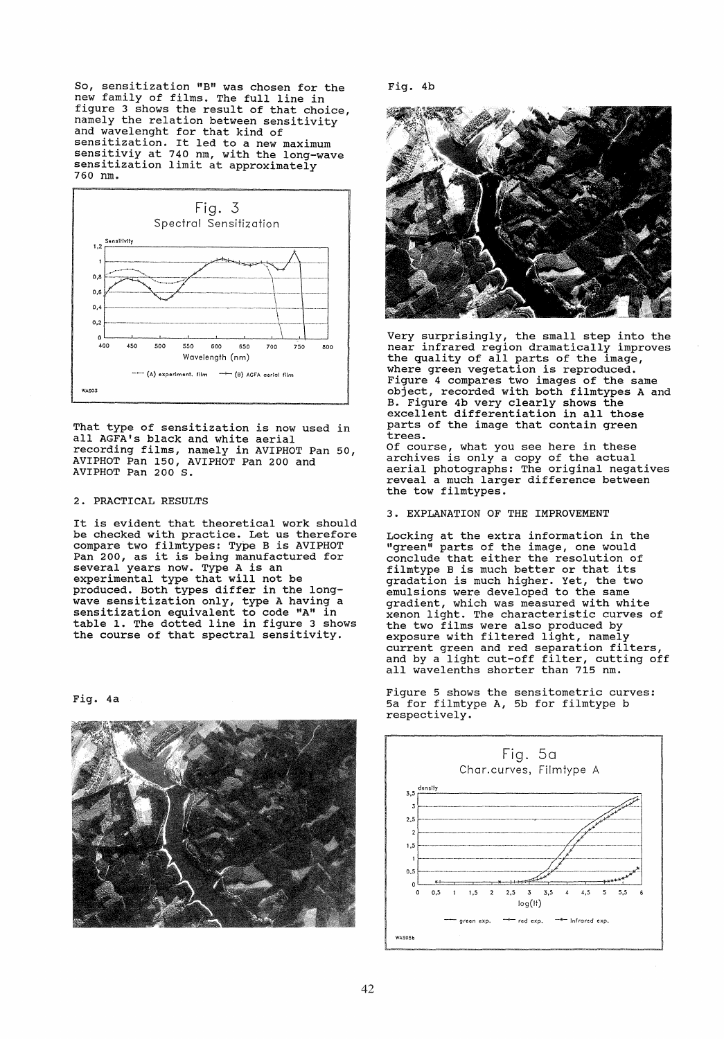So, sensitization "B" was chosen for the new family of films. The full line in figure 3 shows the result of that choice, namely the relation between sensitivity and wavelenght for that kind of sensitization. It led to a new maximum sensitiviy at 740 nm, with the long-wave sensitization limit at approximately 760 nm.

Fig. 3
Spectral Sensitization

That type of sensitization is now used in all AGFA's black and white aerial recording films, namely in AVIPHOT Pan 50, AVIPHOT Pan 150, AVIPHOT Pan 200 and AVIPHOT Pan 200 S.

## 2. PRACTICAL RESULTS

It is evident that theoretical work should be checked with practice. Let us therefore compare two filmtypes: Type B is AVIPHOT Pan 200, as it is being manufactured for several years now. Type A is an experimental type that will not be produced. Both types differ in the long-wave sensitization only, type A having a sensitization equivalent to code "A" in table 1. The dotted line in figure 3 shows the course of that spectral sensitivity.

Fig. 4a

Fig. 4b

Very surprisingly, the small step into the near infrared region dramatically improves the quality of all parts of the image, where green vegetation is reproduced. Figure 4 compares two images of the same object, recorded with both filmtypes A and B. Figure 4b very clearly shows the excellent differentiation in all those parts of the image that contain green trees.
Of course, what you see here in these archives is only a copy of the actual aerial photographs: The original negatives reveal a much larger difference between the tow filmtypes.

## 3. EXPLANATION OF THE IMPROVEMENT

Locking at the extra information in the "green" parts of the image, one would conclude that either the resolution of filmtype B is much better or that its gradation is much higher. Yet, the two emulsions were developed to the same gradient, which was measured with white xenon light. The characteristic curves of the two films were also produced by exposure with filtered light, namely current green and red separation filters, and by a light cut-off filter, cutting off all wavelenths shorter than 715 nm.

Figure 5 shows the sensitometric curves: 5a for filmtype A, 5b for filmtype b respectively.

Fig. 5a
Char.curves, Filmtype A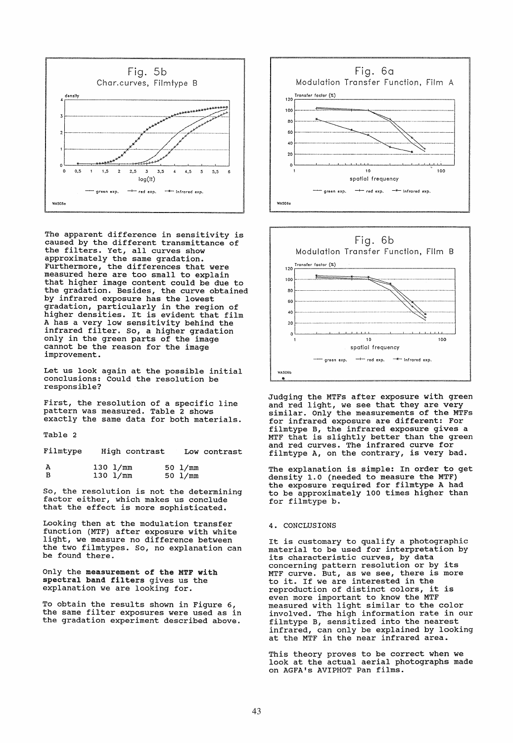Fig. 5b

Char.curves, Filmtype B

density

4
3
2
1
0

0 0,5 1 1,5 2 2,5 3 3,5 4 4,5 5 5,5 6

log(It)

green exp. red exp. Infrared exp.

WAS05a

The apparent difference in sensitivity is caused by the different transmittance of the filters. Yet, all curves show approximately the same gradation. Furthermore, the differences that were measured here are too small to explain that higher image content could be due to the gradation. Besides, the curve obtained by infrared exposure has the lowest gradation, particularly in the region of higher densities. It is evident that film A has a very low sensitivity behind the infrared filter. So, a higher gradation only in the green parts of the image cannot be the reason for the image improvement.

Let us look again at the possible initial conclusions: Could the resolution be responsible?

First, the resolution of a specific line pattern was measured. Table 2 shows exactly the same data for both materials.

Table 2

| Filmtype | High contrast | Low contrast |
|---|---|---|
| A | 130 l/mm | 50 l/mm |
| B | 130 l/mm | 50 l/mm |

So, the resolution is not the determining factor either, which makes us conclude that the effect is more sophisticated.

Looking then at the modulation transfer function (MTF) after exposure with white light, we measure no difference between the two filmtypes. So, no explanation can be found there.

Only the **measurement of the MTF with spectral band filters** gives us the explanation we are looking for.

To obtain the results shown in Figure 6, the same filter exposures were used as in the gradation experiment described above.

Fig. 6a

Modulation Transfer Function, Film A

Transfer factor (%)

120
100
80
60
40
20
0

1 10 100

spatial frequency

green exp. red exp. Infrared exp.

WAS06a

Fig. 6b

Modulation Transfer Function, Film B

Transfer factor (%)

120
100
80
60
40
20
0

1 10 100

spatial frequency

green exp. red exp. Infrared exp.

WAS06b

Judging the MTFs after exposure with green and red light, we see that they are very similar. Only the measurements of the MTFs for infrared exposure are different: For filmtype B, the infrared exposure gives a MTF that is slightly better than the green and red curves. The infrared curve for filmtype A, on the contrary, is very bad.

The explanation is simple: In order to get density 1.0 (needed to measure the MTF) the exposure required for filmtype A had to be approximately 100 times higher than for filmtype b.

## 4. CONCLUSIONS

It is customary to qualify a photographic material to be used for interpretation by its characteristic curves, by data concerning pattern resolution or by its MTF curve. But, as we see, there is more to it. If we are interested in the reproduction of distinct colors, it is even more important to know the MTF measured with light similar to the color involved. The high information rate in our filmtype B, sensitized into the nearest infrared, can only be explained by looking at the MTF in the near infrared area.

This theory proves to be correct when we look at the actual aerial photographs made on AGFA's AVIPHOT Pan films.